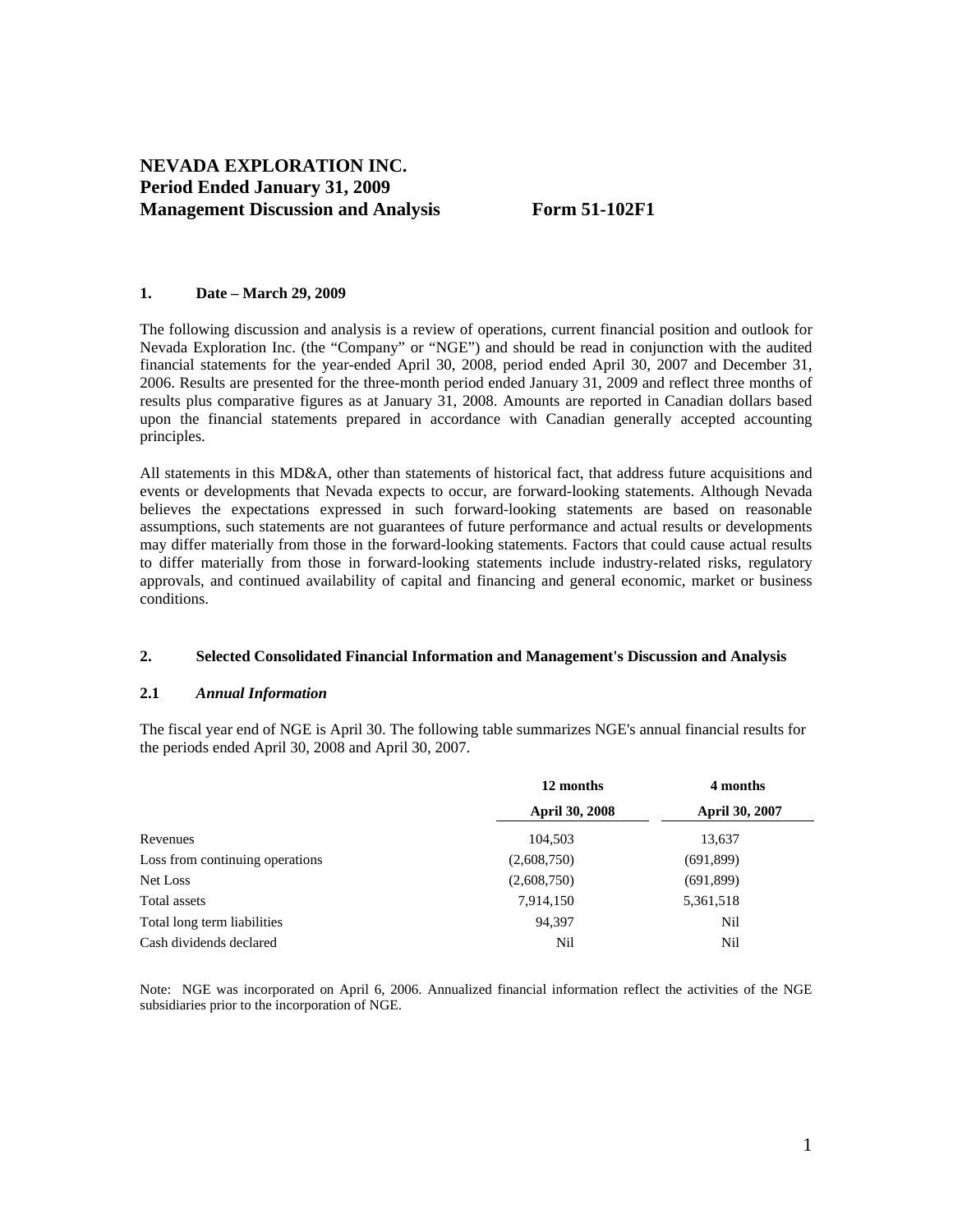# NEVADA EXPLORATION INC.
# Period Ended January 31, 2009
# Management Discussion and Analysis Form 51-102F1

## 1. Date – March 29, 2009

The following discussion and analysis is a review of operations, current financial position and outlook for Nevada Exploration Inc. (the "Company" or "NGE") and should be read in conjunction with the audited financial statements for the year-ended April 30, 2008, period ended April 30, 2007 and December 31, 2006. Results are presented for the three-month period ended January 31, 2009 and reflect three months of results plus comparative figures as at January 31, 2008. Amounts are reported in Canadian dollars based upon the financial statements prepared in accordance with Canadian generally accepted accounting principles.

All statements in this MD&A, other than statements of historical fact, that address future acquisitions and events or developments that Nevada expects to occur, are forward-looking statements. Although Nevada believes the expectations expressed in such forward-looking statements are based on reasonable assumptions, such statements are not guarantees of future performance and actual results or developments may differ materially from those in the forward-looking statements. Factors that could cause actual results to differ materially from those in forward-looking statements include industry-related risks, regulatory approvals, and continued availability of capital and financing and general economic, market or business conditions.

## 2. Selected Consolidated Financial Information and Management's Discussion and Analysis

### 2.1 *Annual Information*

The fiscal year end of NGE is April 30. The following table summarizes NGE's annual financial results for the periods ended April 30, 2008 and April 30, 2007.

| | 12 months April 30, 2008 | 4 months April 30, 2007 |
|---|---|---|
| Revenues | 104,503 | 13,637 |
| Loss from continuing operations | (2,608,750) | (691,899) |
| Net Loss | (2,608,750) | (691,899) |
| Total assets | 7,914,150 | 5,361,518 |
| Total long term liabilities | 94,397 | Nil |
| Cash dividends declared | Nil | Nil |

Note: NGE was incorporated on April 6, 2006. Annualized financial information reflect the activities of the NGE subsidiaries prior to the incorporation of NGE.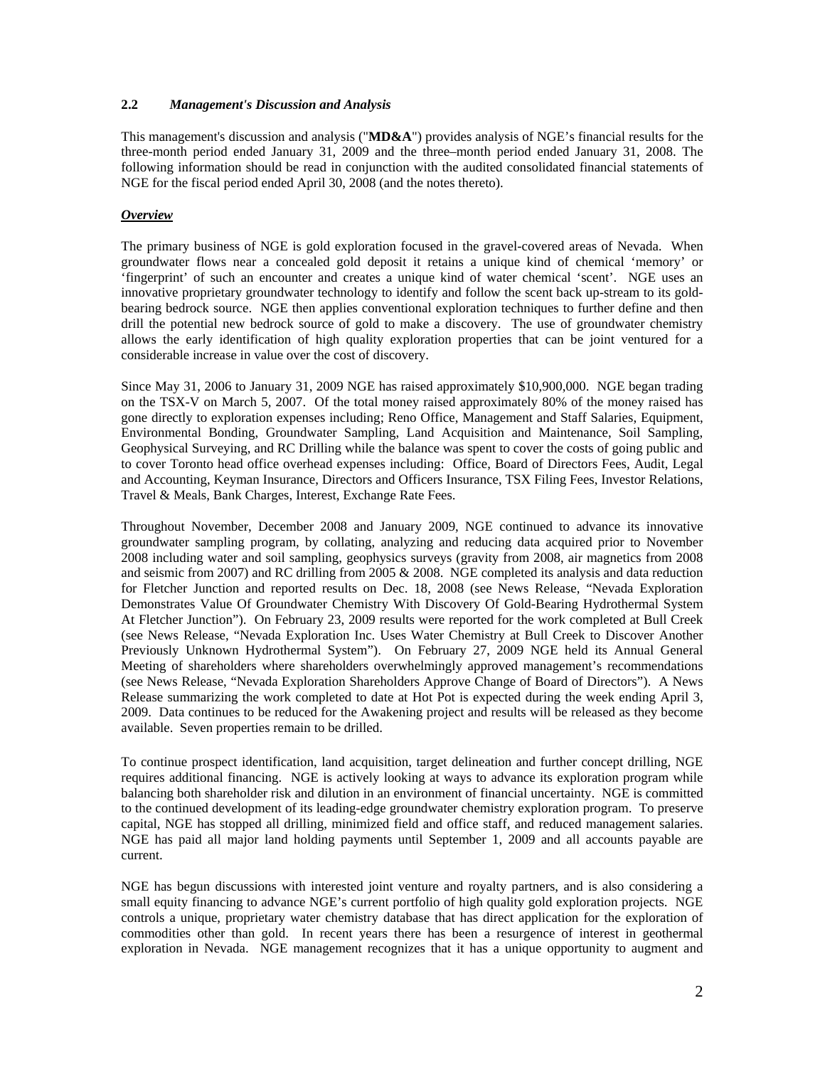## 2.2 *Management's Discussion and Analysis*

This management's discussion and analysis ("**MD&A**") provides analysis of NGE's financial results for the three-month period ended January 31, 2009 and the three–month period ended January 31, 2008. The following information should be read in conjunction with the audited consolidated financial statements of NGE for the fiscal period ended April 30, 2008 (and the notes thereto).

### ***Overview***

The primary business of NGE is gold exploration focused in the gravel-covered areas of Nevada. When groundwater flows near a concealed gold deposit it retains a unique kind of chemical 'memory' or 'fingerprint' of such an encounter and creates a unique kind of water chemical 'scent'. NGE uses an innovative proprietary groundwater technology to identify and follow the scent back up-stream to its gold-bearing bedrock source. NGE then applies conventional exploration techniques to further define and then drill the potential new bedrock source of gold to make a discovery. The use of groundwater chemistry allows the early identification of high quality exploration properties that can be joint ventured for a considerable increase in value over the cost of discovery.

Since May 31, 2006 to January 31, 2009 NGE has raised approximately $10,900,000. NGE began trading on the TSX-V on March 5, 2007. Of the total money raised approximately 80% of the money raised has gone directly to exploration expenses including; Reno Office, Management and Staff Salaries, Equipment, Environmental Bonding, Groundwater Sampling, Land Acquisition and Maintenance, Soil Sampling, Geophysical Surveying, and RC Drilling while the balance was spent to cover the costs of going public and to cover Toronto head office overhead expenses including: Office, Board of Directors Fees, Audit, Legal and Accounting, Keyman Insurance, Directors and Officers Insurance, TSX Filing Fees, Investor Relations, Travel & Meals, Bank Charges, Interest, Exchange Rate Fees.

Throughout November, December 2008 and January 2009, NGE continued to advance its innovative groundwater sampling program, by collating, analyzing and reducing data acquired prior to November 2008 including water and soil sampling, geophysics surveys (gravity from 2008, air magnetics from 2008 and seismic from 2007) and RC drilling from 2005 & 2008. NGE completed its analysis and data reduction for Fletcher Junction and reported results on Dec. 18, 2008 (see News Release, "Nevada Exploration Demonstrates Value Of Groundwater Chemistry With Discovery Of Gold-Bearing Hydrothermal System At Fletcher Junction"). On February 23, 2009 results were reported for the work completed at Bull Creek (see News Release, "Nevada Exploration Inc. Uses Water Chemistry at Bull Creek to Discover Another Previously Unknown Hydrothermal System"). On February 27, 2009 NGE held its Annual General Meeting of shareholders where shareholders overwhelmingly approved management's recommendations (see News Release, "Nevada Exploration Shareholders Approve Change of Board of Directors"). A News Release summarizing the work completed to date at Hot Pot is expected during the week ending April 3, 2009. Data continues to be reduced for the Awakening project and results will be released as they become available. Seven properties remain to be drilled.

To continue prospect identification, land acquisition, target delineation and further concept drilling, NGE requires additional financing. NGE is actively looking at ways to advance its exploration program while balancing both shareholder risk and dilution in an environment of financial uncertainty. NGE is committed to the continued development of its leading-edge groundwater chemistry exploration program. To preserve capital, NGE has stopped all drilling, minimized field and office staff, and reduced management salaries. NGE has paid all major land holding payments until September 1, 2009 and all accounts payable are current.

NGE has begun discussions with interested joint venture and royalty partners, and is also considering a small equity financing to advance NGE's current portfolio of high quality gold exploration projects. NGE controls a unique, proprietary water chemistry database that has direct application for the exploration of commodities other than gold. In recent years there has been a resurgence of interest in geothermal exploration in Nevada. NGE management recognizes that it has a unique opportunity to augment and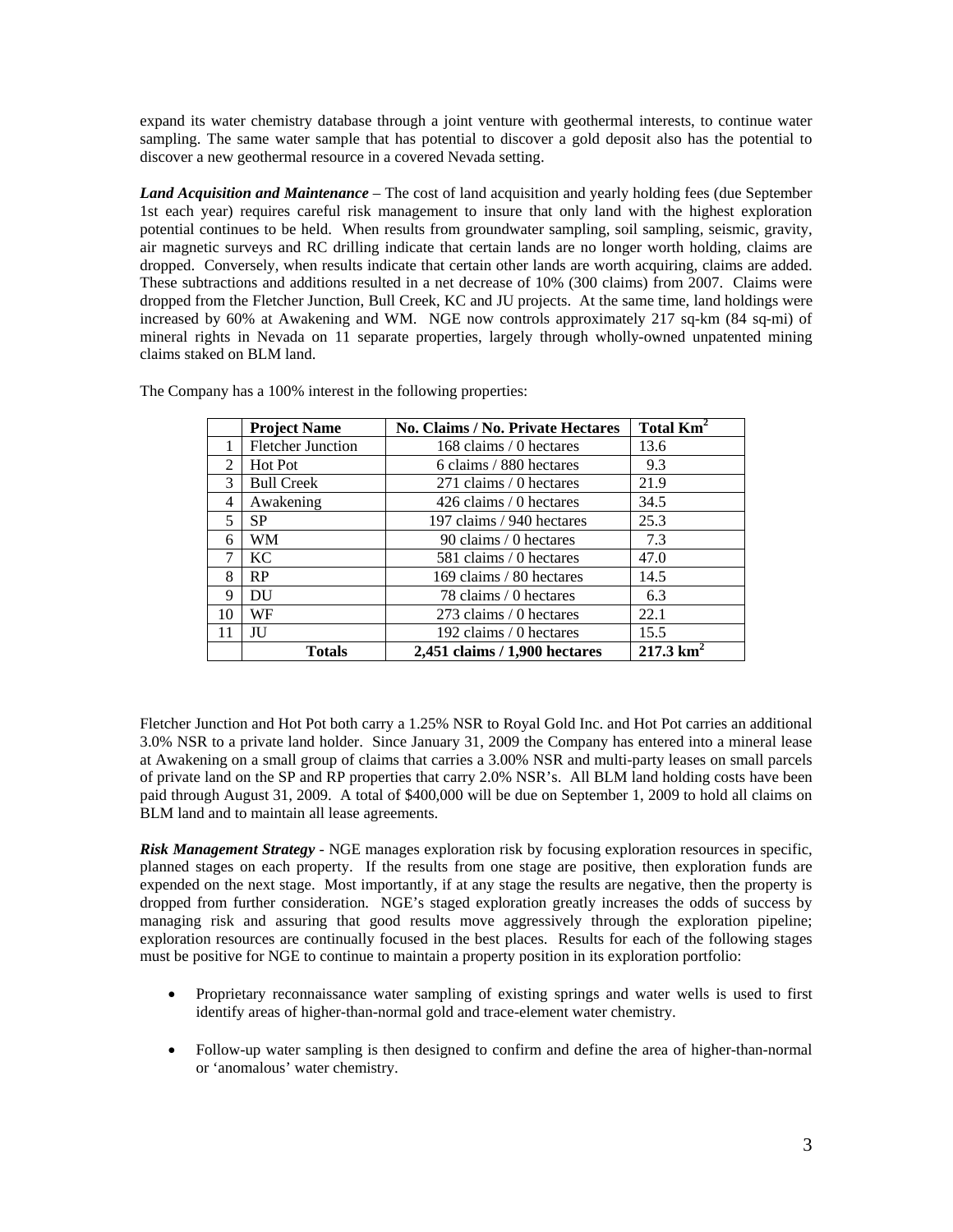expand its water chemistry database through a joint venture with geothermal interests, to continue water sampling. The same water sample that has potential to discover a gold deposit also has the potential to discover a new geothermal resource in a covered Nevada setting.

***Land Acquisition and Maintenance*** – The cost of land acquisition and yearly holding fees (due September 1st each year) requires careful risk management to insure that only land with the highest exploration potential continues to be held. When results from groundwater sampling, soil sampling, seismic, gravity, air magnetic surveys and RC drilling indicate that certain lands are no longer worth holding, claims are dropped. Conversely, when results indicate that certain other lands are worth acquiring, claims are added. These subtractions and additions resulted in a net decrease of 10% (300 claims) from 2007. Claims were dropped from the Fletcher Junction, Bull Creek, KC and JU projects. At the same time, land holdings were increased by 60% at Awakening and WM. NGE now controls approximately 217 sq-km (84 sq-mi) of mineral rights in Nevada on 11 separate properties, largely through wholly-owned unpatented mining claims staked on BLM land.

The Company has a 100% interest in the following properties:

| | Project Name | No. Claims / No. Private Hectares | Total $Km^2$ |
|---|---|---|---|
| 1 | Fletcher Junction | 168 claims / 0 hectares | 13.6 |
| 2 | Hot Pot | 6 claims / 880 hectares | 9.3 |
| 3 | Bull Creek | 271 claims / 0 hectares | 21.9 |
| 4 | Awakening | 426 claims / 0 hectares | 34.5 |
| 5 | SP | 197 claims / 940 hectares | 25.3 |
| 6 | WM | 90 claims / 0 hectares | 7.3 |
| 7 | KC | 581 claims / 0 hectares | 47.0 |
| 8 | RP | 169 claims / 80 hectares | 14.5 |
| 9 | DU | 78 claims / 0 hectares | 6.3 |
| 10 | WF | 273 claims / 0 hectares | 22.1 |
| 11 | JU | 192 claims / 0 hectares | 15.5 |
| | **Totals** | **2,451 claims / 1,900 hectares** | **217.3 $km^2$** |

Fletcher Junction and Hot Pot both carry a 1.25% NSR to Royal Gold Inc. and Hot Pot carries an additional 3.0% NSR to a private land holder. Since January 31, 2009 the Company has entered into a mineral lease at Awakening on a small group of claims that carries a 3.00% NSR and multi-party leases on small parcels of private land on the SP and RP properties that carry 2.0% NSR's. All BLM land holding costs have been paid through August 31, 2009. A total of $400,000 will be due on September 1, 2009 to hold all claims on BLM land and to maintain all lease agreements.

***Risk Management Strategy*** - NGE manages exploration risk by focusing exploration resources in specific, planned stages on each property. If the results from one stage are positive, then exploration funds are expended on the next stage. Most importantly, if at any stage the results are negative, then the property is dropped from further consideration. NGE's staged exploration greatly increases the odds of success by managing risk and assuring that good results move aggressively through the exploration pipeline; exploration resources are continually focused in the best places. Results for each of the following stages must be positive for NGE to continue to maintain a property position in its exploration portfolio:

- Proprietary reconnaissance water sampling of existing springs and water wells is used to first identify areas of higher-than-normal gold and trace-element water chemistry.

- Follow-up water sampling is then designed to confirm and define the area of higher-than-normal or 'anomalous' water chemistry.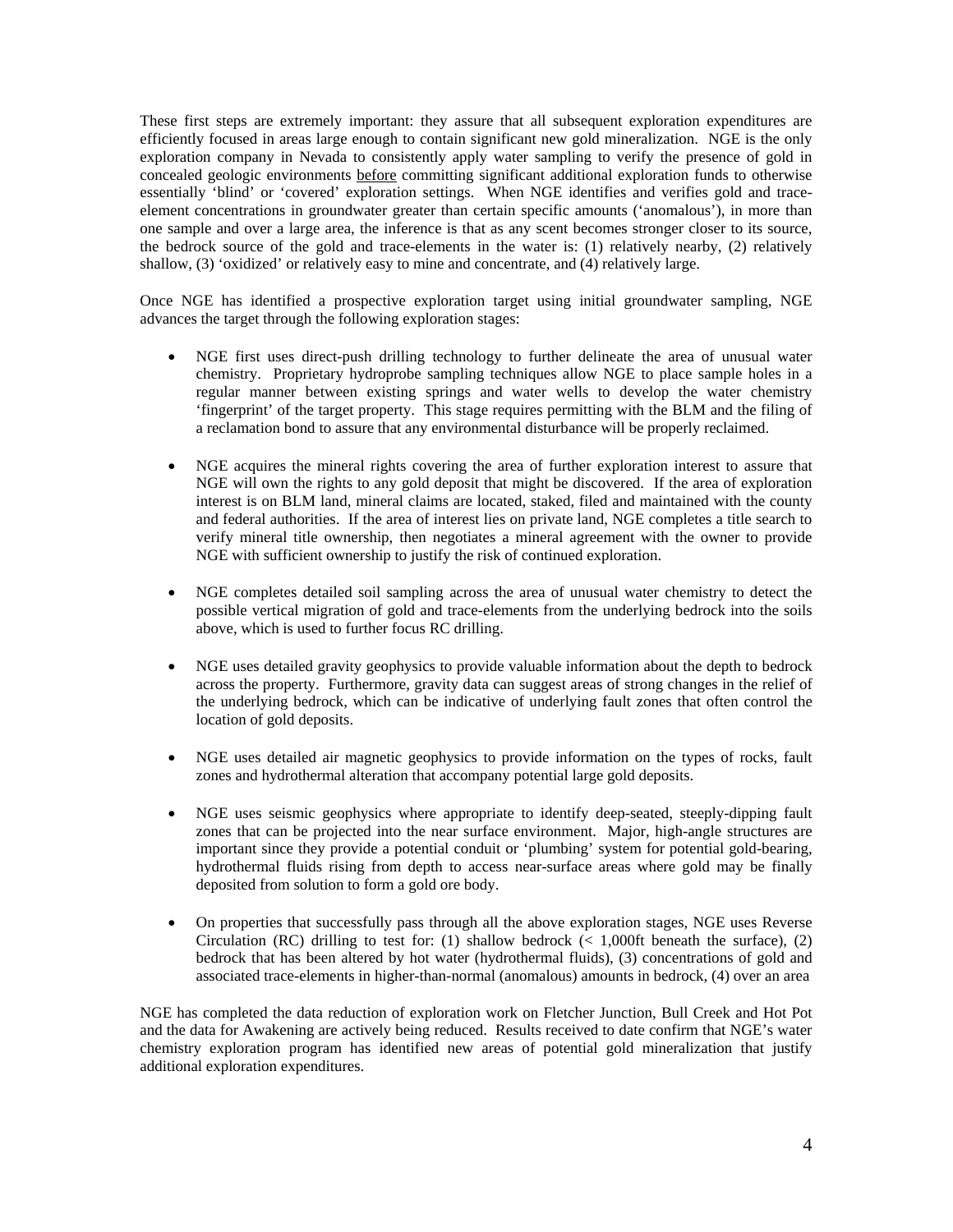These first steps are extremely important: they assure that all subsequent exploration expenditures are efficiently focused in areas large enough to contain significant new gold mineralization. NGE is the only exploration company in Nevada to consistently apply water sampling to verify the presence of gold in concealed geologic environments <u>before</u> committing significant additional exploration funds to otherwise essentially 'blind' or 'covered' exploration settings. When NGE identifies and verifies gold and trace-element concentrations in groundwater greater than certain specific amounts ('anomalous'), in more than one sample and over a large area, the inference is that as any scent becomes stronger closer to its source, the bedrock source of the gold and trace-elements in the water is: (1) relatively nearby, (2) relatively shallow, (3) 'oxidized' or relatively easy to mine and concentrate, and (4) relatively large.

Once NGE has identified a prospective exploration target using initial groundwater sampling, NGE advances the target through the following exploration stages:

- NGE first uses direct-push drilling technology to further delineate the area of unusual water chemistry. Proprietary hydroprobe sampling techniques allow NGE to place sample holes in a regular manner between existing springs and water wells to develop the water chemistry 'fingerprint' of the target property. This stage requires permitting with the BLM and the filing of a reclamation bond to assure that any environmental disturbance will be properly reclaimed.

- NGE acquires the mineral rights covering the area of further exploration interest to assure that NGE will own the rights to any gold deposit that might be discovered. If the area of exploration interest is on BLM land, mineral claims are located, staked, filed and maintained with the county and federal authorities. If the area of interest lies on private land, NGE completes a title search to verify mineral title ownership, then negotiates a mineral agreement with the owner to provide NGE with sufficient ownership to justify the risk of continued exploration.

- NGE completes detailed soil sampling across the area of unusual water chemistry to detect the possible vertical migration of gold and trace-elements from the underlying bedrock into the soils above, which is used to further focus RC drilling.

- NGE uses detailed gravity geophysics to provide valuable information about the depth to bedrock across the property. Furthermore, gravity data can suggest areas of strong changes in the relief of the underlying bedrock, which can be indicative of underlying fault zones that often control the location of gold deposits.

- NGE uses detailed air magnetic geophysics to provide information on the types of rocks, fault zones and hydrothermal alteration that accompany potential large gold deposits.

- NGE uses seismic geophysics where appropriate to identify deep-seated, steeply-dipping fault zones that can be projected into the near surface environment. Major, high-angle structures are important since they provide a potential conduit or 'plumbing' system for potential gold-bearing, hydrothermal fluids rising from depth to access near-surface areas where gold may be finally deposited from solution to form a gold ore body.

- On properties that successfully pass through all the above exploration stages, NGE uses Reverse Circulation (RC) drilling to test for: (1) shallow bedrock (< 1,000ft beneath the surface), (2) bedrock that has been altered by hot water (hydrothermal fluids), (3) concentrations of gold and associated trace-elements in higher-than-normal (anomalous) amounts in bedrock, (4) over an area

NGE has completed the data reduction of exploration work on Fletcher Junction, Bull Creek and Hot Pot and the data for Awakening are actively being reduced. Results received to date confirm that NGE's water chemistry exploration program has identified new areas of potential gold mineralization that justify additional exploration expenditures.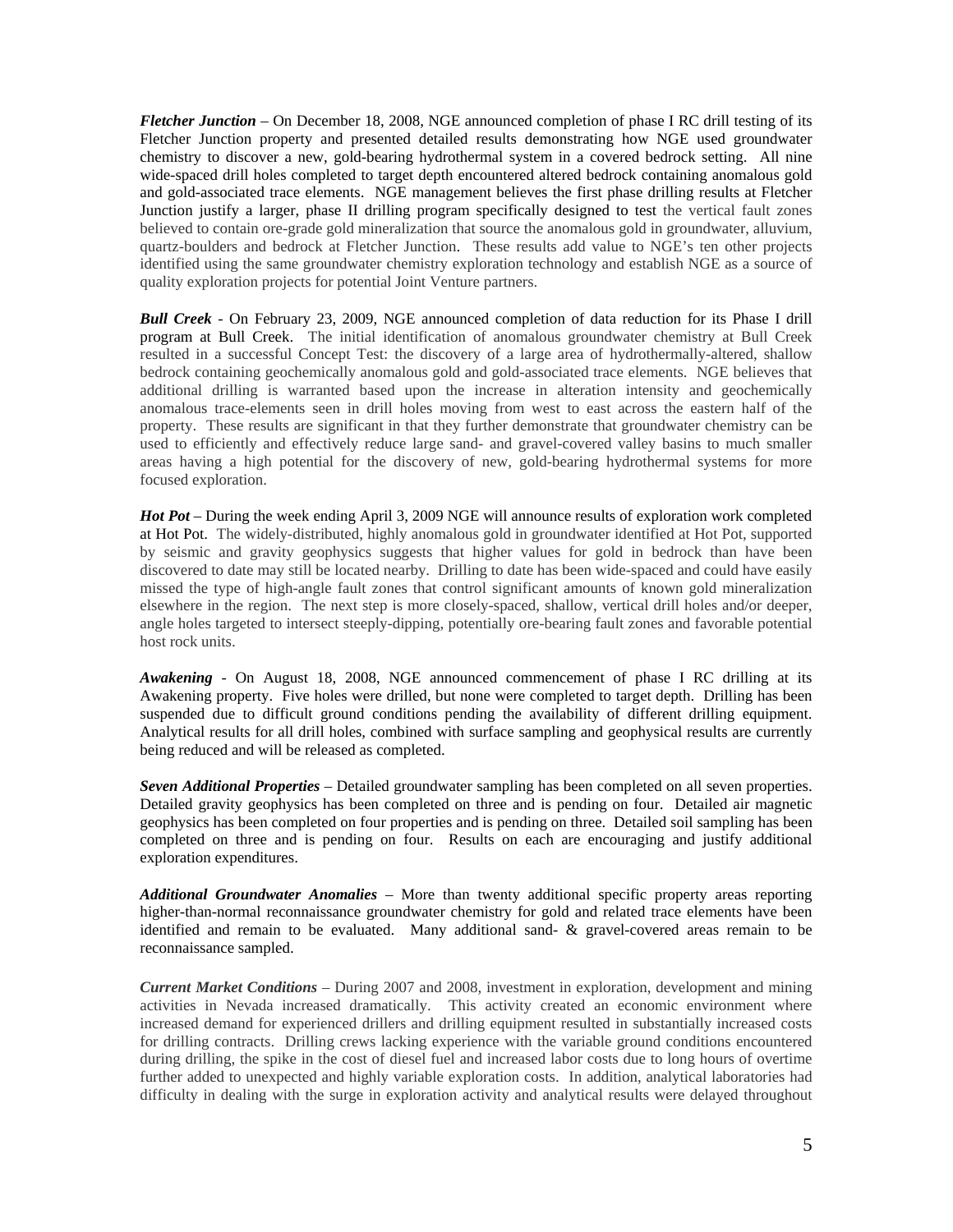***Fletcher Junction*** – On December 18, 2008, NGE announced completion of phase I RC drill testing of its Fletcher Junction property and presented detailed results demonstrating how NGE used groundwater chemistry to discover a new, gold-bearing hydrothermal system in a covered bedrock setting. All nine wide-spaced drill holes completed to target depth encountered altered bedrock containing anomalous gold and gold-associated trace elements. NGE management believes the first phase drilling results at Fletcher Junction justify a larger, phase II drilling program specifically designed to test the vertical fault zones believed to contain ore-grade gold mineralization that source the anomalous gold in groundwater, alluvium, quartz-boulders and bedrock at Fletcher Junction. These results add value to NGE's ten other projects identified using the same groundwater chemistry exploration technology and establish NGE as a source of quality exploration projects for potential Joint Venture partners.

***Bull Creek*** - On February 23, 2009, NGE announced completion of data reduction for its Phase I drill program at Bull Creek. The initial identification of anomalous groundwater chemistry at Bull Creek resulted in a successful Concept Test: the discovery of a large area of hydrothermally-altered, shallow bedrock containing geochemically anomalous gold and gold-associated trace elements. NGE believes that additional drilling is warranted based upon the increase in alteration intensity and geochemically anomalous trace-elements seen in drill holes moving from west to east across the eastern half of the property. These results are significant in that they further demonstrate that groundwater chemistry can be used to efficiently and effectively reduce large sand- and gravel-covered valley basins to much smaller areas having a high potential for the discovery of new, gold-bearing hydrothermal systems for more focused exploration.

***Hot Pot*** – During the week ending April 3, 2009 NGE will announce results of exploration work completed at Hot Pot. The widely-distributed, highly anomalous gold in groundwater identified at Hot Pot, supported by seismic and gravity geophysics suggests that higher values for gold in bedrock than have been discovered to date may still be located nearby. Drilling to date has been wide-spaced and could have easily missed the type of high-angle fault zones that control significant amounts of known gold mineralization elsewhere in the region. The next step is more closely-spaced, shallow, vertical drill holes and/or deeper, angle holes targeted to intersect steeply-dipping, potentially ore-bearing fault zones and favorable potential host rock units.

***Awakening*** - On August 18, 2008, NGE announced commencement of phase I RC drilling at its Awakening property. Five holes were drilled, but none were completed to target depth. Drilling has been suspended due to difficult ground conditions pending the availability of different drilling equipment. Analytical results for all drill holes, combined with surface sampling and geophysical results are currently being reduced and will be released as completed.

***Seven Additional Properties*** – Detailed groundwater sampling has been completed on all seven properties. Detailed gravity geophysics has been completed on three and is pending on four. Detailed air magnetic geophysics has been completed on four properties and is pending on three. Detailed soil sampling has been completed on three and is pending on four. Results on each are encouraging and justify additional exploration expenditures.

***Additional Groundwater Anomalies*** – More than twenty additional specific property areas reporting higher-than-normal reconnaissance groundwater chemistry for gold and related trace elements have been identified and remain to be evaluated. Many additional sand- & gravel-covered areas remain to be reconnaissance sampled.

***Current Market Conditions*** – During 2007 and 2008, investment in exploration, development and mining activities in Nevada increased dramatically. This activity created an economic environment where increased demand for experienced drillers and drilling equipment resulted in substantially increased costs for drilling contracts. Drilling crews lacking experience with the variable ground conditions encountered during drilling, the spike in the cost of diesel fuel and increased labor costs due to long hours of overtime further added to unexpected and highly variable exploration costs. In addition, analytical laboratories had difficulty in dealing with the surge in exploration activity and analytical results were delayed throughout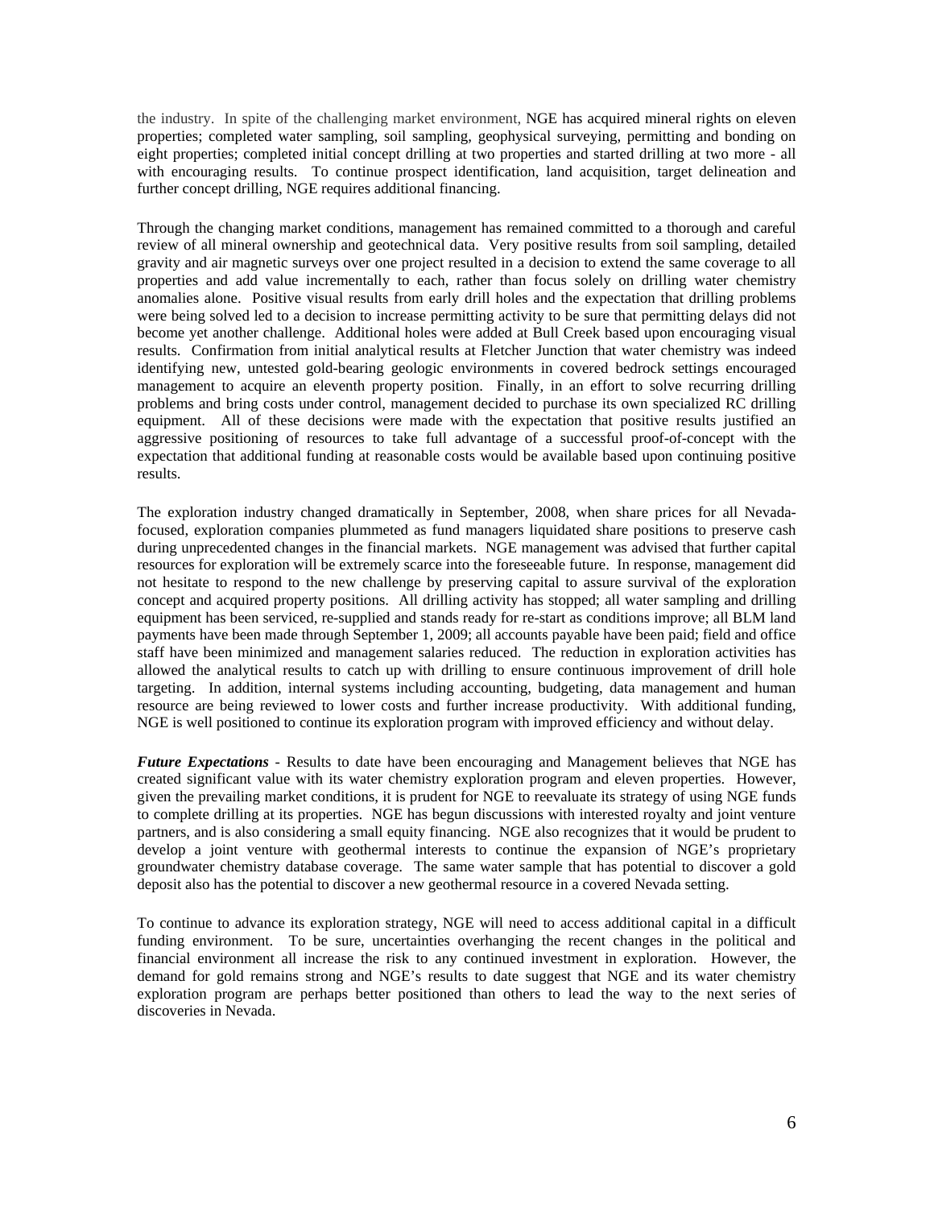the industry. In spite of the challenging market environment, NGE has acquired mineral rights on eleven properties; completed water sampling, soil sampling, geophysical surveying, permitting and bonding on eight properties; completed initial concept drilling at two properties and started drilling at two more - all with encouraging results. To continue prospect identification, land acquisition, target delineation and further concept drilling, NGE requires additional financing.

Through the changing market conditions, management has remained committed to a thorough and careful review of all mineral ownership and geotechnical data. Very positive results from soil sampling, detailed gravity and air magnetic surveys over one project resulted in a decision to extend the same coverage to all properties and add value incrementally to each, rather than focus solely on drilling water chemistry anomalies alone. Positive visual results from early drill holes and the expectation that drilling problems were being solved led to a decision to increase permitting activity to be sure that permitting delays did not become yet another challenge. Additional holes were added at Bull Creek based upon encouraging visual results. Confirmation from initial analytical results at Fletcher Junction that water chemistry was indeed identifying new, untested gold-bearing geologic environments in covered bedrock settings encouraged management to acquire an eleventh property position. Finally, in an effort to solve recurring drilling problems and bring costs under control, management decided to purchase its own specialized RC drilling equipment. All of these decisions were made with the expectation that positive results justified an aggressive positioning of resources to take full advantage of a successful proof-of-concept with the expectation that additional funding at reasonable costs would be available based upon continuing positive results.

The exploration industry changed dramatically in September, 2008, when share prices for all Nevada-focused, exploration companies plummeted as fund managers liquidated share positions to preserve cash during unprecedented changes in the financial markets. NGE management was advised that further capital resources for exploration will be extremely scarce into the foreseeable future. In response, management did not hesitate to respond to the new challenge by preserving capital to assure survival of the exploration concept and acquired property positions. All drilling activity has stopped; all water sampling and drilling equipment has been serviced, re-supplied and stands ready for re-start as conditions improve; all BLM land payments have been made through September 1, 2009; all accounts payable have been paid; field and office staff have been minimized and management salaries reduced. The reduction in exploration activities has allowed the analytical results to catch up with drilling to ensure continuous improvement of drill hole targeting. In addition, internal systems including accounting, budgeting, data management and human resource are being reviewed to lower costs and further increase productivity. With additional funding, NGE is well positioned to continue its exploration program with improved efficiency and without delay.

***Future Expectations*** - Results to date have been encouraging and Management believes that NGE has created significant value with its water chemistry exploration program and eleven properties. However, given the prevailing market conditions, it is prudent for NGE to reevaluate its strategy of using NGE funds to complete drilling at its properties. NGE has begun discussions with interested royalty and joint venture partners, and is also considering a small equity financing. NGE also recognizes that it would be prudent to develop a joint venture with geothermal interests to continue the expansion of NGE's proprietary groundwater chemistry database coverage. The same water sample that has potential to discover a gold deposit also has the potential to discover a new geothermal resource in a covered Nevada setting.

To continue to advance its exploration strategy, NGE will need to access additional capital in a difficult funding environment. To be sure, uncertainties overhanging the recent changes in the political and financial environment all increase the risk to any continued investment in exploration. However, the demand for gold remains strong and NGE's results to date suggest that NGE and its water chemistry exploration program are perhaps better positioned than others to lead the way to the next series of discoveries in Nevada.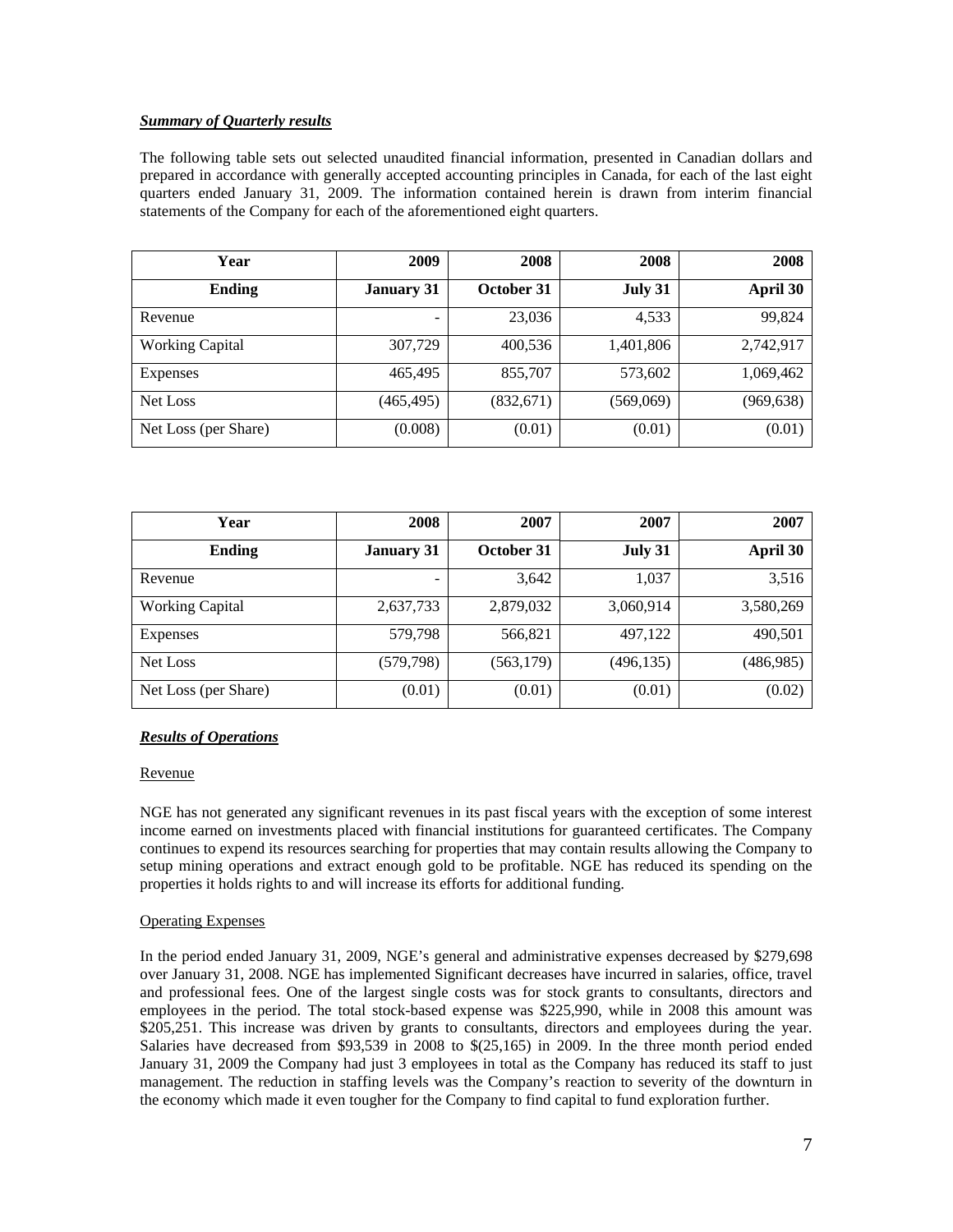***Summary of Quarterly results***

The following table sets out selected unaudited financial information, presented in Canadian dollars and prepared in accordance with generally accepted accounting principles in Canada, for each of the last eight quarters ended January 31, 2009. The information contained herein is drawn from interim financial statements of the Company for each of the aforementioned eight quarters.

| Year | 2009 | 2008 | 2008 | 2008 |
|---|---|---|---|---|
| **Ending** | **January 31** | **October 31** | **July 31** | **April 30** |
| Revenue | - | 23,036 | 4,533 | 99,824 |
| Working Capital | 307,729 | 400,536 | 1,401,806 | 2,742,917 |
| Expenses | 465,495 | 855,707 | 573,602 | 1,069,462 |
| Net Loss | (465,495) | (832,671) | (569,069) | (969,638) |
| Net Loss (per Share) | (0.008) | (0.01) | (0.01) | (0.01) |

| Year | 2008 | 2007 | 2007 | 2007 |
|---|---|---|---|---|
| **Ending** | **January 31** | **October 31** | **July 31** | **April 30** |
| Revenue | - | 3,642 | 1,037 | 3,516 |
| Working Capital | 2,637,733 | 2,879,032 | 3,060,914 | 3,580,269 |
| Expenses | 579,798 | 566,821 | 497,122 | 490,501 |
| Net Loss | (579,798) | (563,179) | (496,135) | (486,985) |
| Net Loss (per Share) | (0.01) | (0.01) | (0.01) | (0.02) |

***Results of Operations***

Revenue

NGE has not generated any significant revenues in its past fiscal years with the exception of some interest income earned on investments placed with financial institutions for guaranteed certificates. The Company continues to expend its resources searching for properties that may contain results allowing the Company to setup mining operations and extract enough gold to be profitable. NGE has reduced its spending on the properties it holds rights to and will increase its efforts for additional funding.

Operating Expenses

In the period ended January 31, 2009, NGE's general and administrative expenses decreased by $279,698 over January 31, 2008. NGE has implemented Significant decreases have incurred in salaries, office, travel and professional fees. One of the largest single costs was for stock grants to consultants, directors and employees in the period. The total stock-based expense was $225,990, while in 2008 this amount was $205,251. This increase was driven by grants to consultants, directors and employees during the year. Salaries have decreased from $93,539 in 2008 to $(25,165) in 2009. In the three month period ended January 31, 2009 the Company had just 3 employees in total as the Company has reduced its staff to just management. The reduction in staffing levels was the Company's reaction to severity of the downturn in the economy which made it even tougher for the Company to find capital to fund exploration further.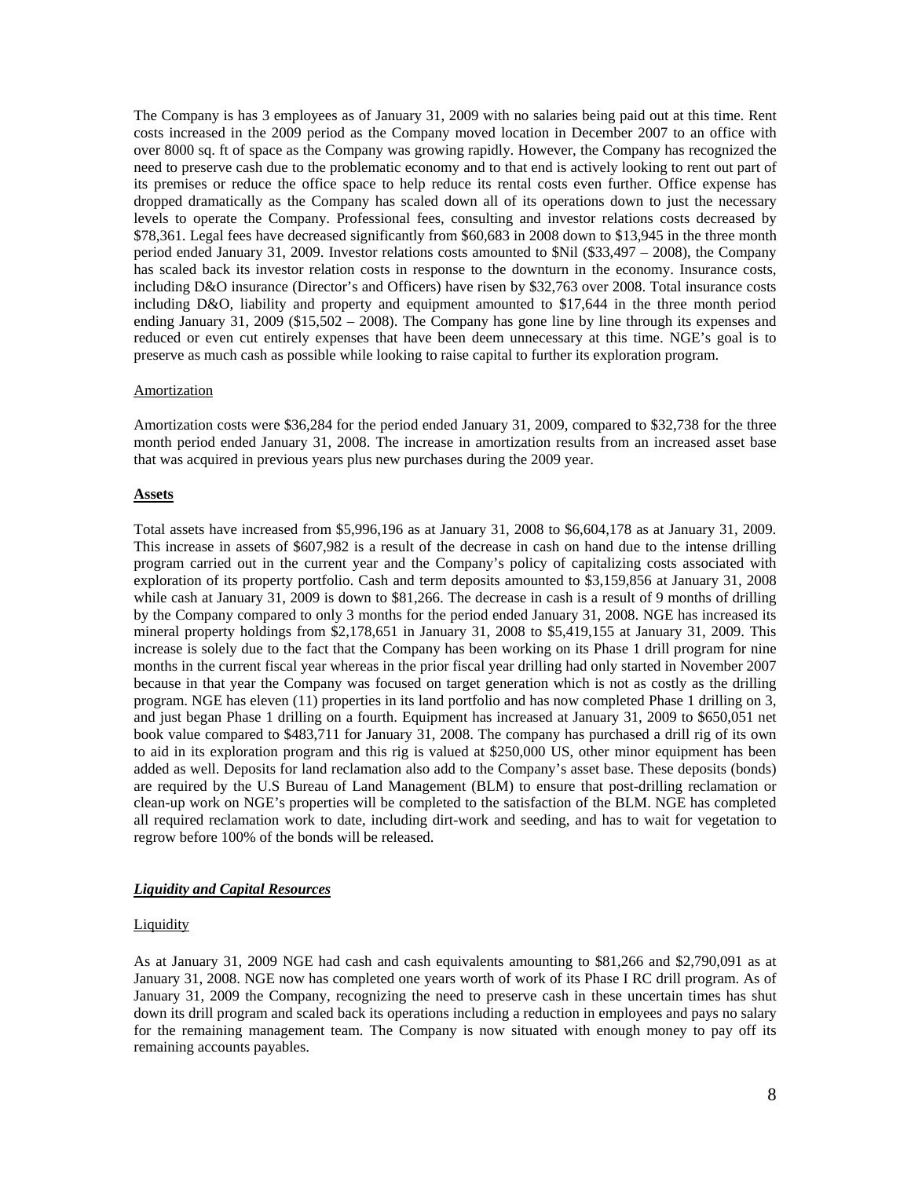The Company is has 3 employees as of January 31, 2009 with no salaries being paid out at this time. Rent costs increased in the 2009 period as the Company moved location in December 2007 to an office with over 8000 sq. ft of space as the Company was growing rapidly. However, the Company has recognized the need to preserve cash due to the problematic economy and to that end is actively looking to rent out part of its premises or reduce the office space to help reduce its rental costs even further. Office expense has dropped dramatically as the Company has scaled down all of its operations down to just the necessary levels to operate the Company. Professional fees, consulting and investor relations costs decreased by $78,361. Legal fees have decreased significantly from $60,683 in 2008 down to $13,945 in the three month period ended January 31, 2009. Investor relations costs amounted to $Nil ($33,497 – 2008), the Company has scaled back its investor relation costs in response to the downturn in the economy. Insurance costs, including D&O insurance (Director's and Officers) have risen by $32,763 over 2008. Total insurance costs including D&O, liability and property and equipment amounted to $17,644 in the three month period ending January 31, 2009 ($15,502 – 2008). The Company has gone line by line through its expenses and reduced or even cut entirely expenses that have been deem unnecessary at this time. NGE's goal is to preserve as much cash as possible while looking to raise capital to further its exploration program.

Amortization

Amortization costs were $36,284 for the period ended January 31, 2009, compared to $32,738 for the three month period ended January 31, 2008. The increase in amortization results from an increased asset base that was acquired in previous years plus new purchases during the 2009 year.

**Assets**

Total assets have increased from $5,996,196 as at January 31, 2008 to $6,604,178 as at January 31, 2009. This increase in assets of $607,982 is a result of the decrease in cash on hand due to the intense drilling program carried out in the current year and the Company's policy of capitalizing costs associated with exploration of its property portfolio. Cash and term deposits amounted to $3,159,856 at January 31, 2008 while cash at January 31, 2009 is down to $81,266. The decrease in cash is a result of 9 months of drilling by the Company compared to only 3 months for the period ended January 31, 2008. NGE has increased its mineral property holdings from $2,178,651 in January 31, 2008 to $5,419,155 at January 31, 2009. This increase is solely due to the fact that the Company has been working on its Phase 1 drill program for nine months in the current fiscal year whereas in the prior fiscal year drilling had only started in November 2007 because in that year the Company was focused on target generation which is not as costly as the drilling program. NGE has eleven (11) properties in its land portfolio and has now completed Phase 1 drilling on 3, and just began Phase 1 drilling on a fourth. Equipment has increased at January 31, 2009 to $650,051 net book value compared to $483,711 for January 31, 2008. The company has purchased a drill rig of its own to aid in its exploration program and this rig is valued at $250,000 US, other minor equipment has been added as well. Deposits for land reclamation also add to the Company's asset base. These deposits (bonds) are required by the U.S Bureau of Land Management (BLM) to ensure that post-drilling reclamation or clean-up work on NGE's properties will be completed to the satisfaction of the BLM. NGE has completed all required reclamation work to date, including dirt-work and seeding, and has to wait for vegetation to regrow before 100% of the bonds will be released.

***Liquidity and Capital Resources***

Liquidity

As at January 31, 2009 NGE had cash and cash equivalents amounting to $81,266 and $2,790,091 as at January 31, 2008. NGE now has completed one years worth of work of its Phase I RC drill program. As of January 31, 2009 the Company, recognizing the need to preserve cash in these uncertain times has shut down its drill program and scaled back its operations including a reduction in employees and pays no salary for the remaining management team. The Company is now situated with enough money to pay off its remaining accounts payables.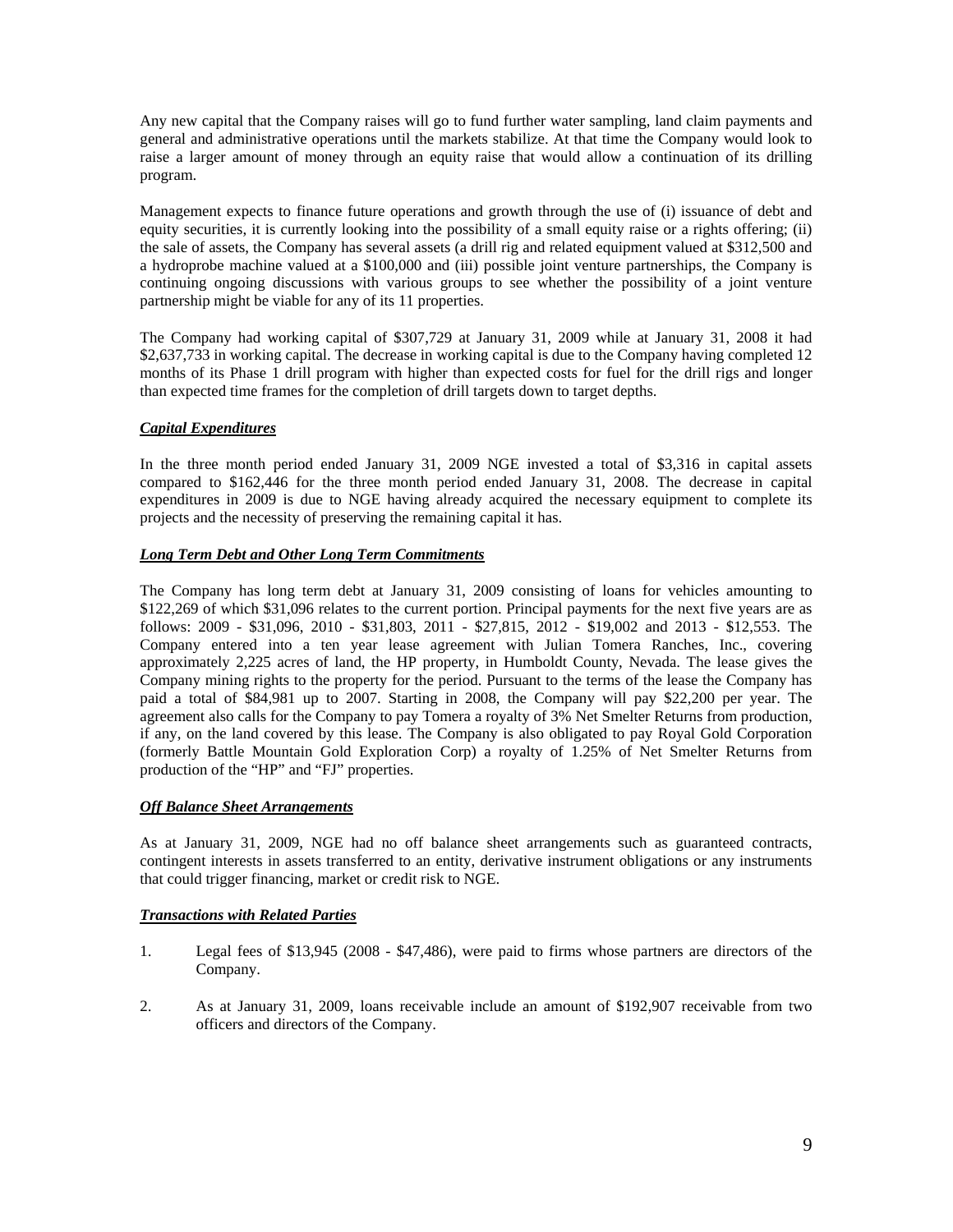Any new capital that the Company raises will go to fund further water sampling, land claim payments and general and administrative operations until the markets stabilize. At that time the Company would look to raise a larger amount of money through an equity raise that would allow a continuation of its drilling program.

Management expects to finance future operations and growth through the use of (i) issuance of debt and equity securities, it is currently looking into the possibility of a small equity raise or a rights offering; (ii) the sale of assets, the Company has several assets (a drill rig and related equipment valued at $312,500 and a hydroprobe machine valued at a $100,000 and (iii) possible joint venture partnerships, the Company is continuing ongoing discussions with various groups to see whether the possibility of a joint venture partnership might be viable for any of its 11 properties.

The Company had working capital of $307,729 at January 31, 2009 while at January 31, 2008 it had $2,637,733 in working capital. The decrease in working capital is due to the Company having completed 12 months of its Phase 1 drill program with higher than expected costs for fuel for the drill rigs and longer than expected time frames for the completion of drill targets down to target depths.

***Capital Expenditures***

In the three month period ended January 31, 2009 NGE invested a total of $3,316 in capital assets compared to $162,446 for the three month period ended January 31, 2008. The decrease in capital expenditures in 2009 is due to NGE having already acquired the necessary equipment to complete its projects and the necessity of preserving the remaining capital it has.

***Long Term Debt and Other Long Term Commitments***

The Company has long term debt at January 31, 2009 consisting of loans for vehicles amounting to $122,269 of which $31,096 relates to the current portion. Principal payments for the next five years are as follows: 2009 - $31,096, 2010 - $31,803, 2011 - $27,815, 2012 - $19,002 and 2013 - $12,553. The Company entered into a ten year lease agreement with Julian Tomera Ranches, Inc., covering approximately 2,225 acres of land, the HP property, in Humboldt County, Nevada. The lease gives the Company mining rights to the property for the period. Pursuant to the terms of the lease the Company has paid a total of $84,981 up to 2007. Starting in 2008, the Company will pay $22,200 per year. The agreement also calls for the Company to pay Tomera a royalty of 3% Net Smelter Returns from production, if any, on the land covered by this lease. The Company is also obligated to pay Royal Gold Corporation (formerly Battle Mountain Gold Exploration Corp) a royalty of 1.25% of Net Smelter Returns from production of the "HP" and "FJ" properties.

***Off Balance Sheet Arrangements***

As at January 31, 2009, NGE had no off balance sheet arrangements such as guaranteed contracts, contingent interests in assets transferred to an entity, derivative instrument obligations or any instruments that could trigger financing, market or credit risk to NGE.

***Transactions with Related Parties***

1. Legal fees of $13,945 (2008 - $47,486), were paid to firms whose partners are directors of the Company.

2. As at January 31, 2009, loans receivable include an amount of $192,907 receivable from two officers and directors of the Company.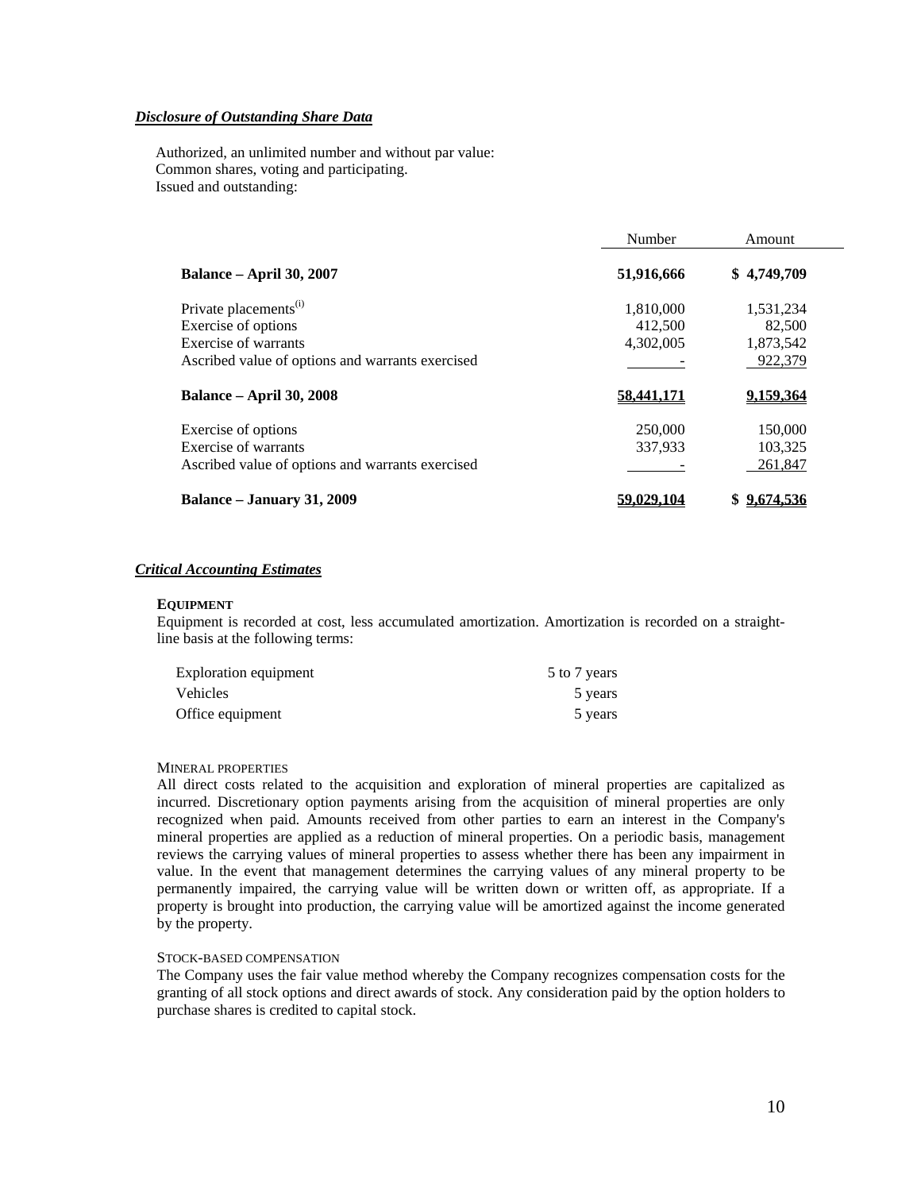***Disclosure of Outstanding Share Data***

Authorized, an unlimited number and without par value:
Common shares, voting and participating.
Issued and outstanding:

| | Number | Amount |
|---|---|---|
| **Balance – April 30, 2007** | **51,916,666** | **$ 4,749,709** |
| Private placements[(i)] | 1,810,000 | 1,531,234 |
| Exercise of options | 412,500 | 82,500 |
| Exercise of warrants | 4,302,005 | 1,873,542 |
| Ascribed value of options and warrants exercised | - | 922,379 |
| **Balance – April 30, 2008** | **58,441,171** | **9,159,364** |
| Exercise of options | 250,000 | 150,000 |
| Exercise of warrants | 337,933 | 103,325 |
| Ascribed value of options and warrants exercised | - | 261,847 |
| **Balance – January 31, 2009** | **59,029,104** | **$ 9,674,536** |

***Critical Accounting Estimates***

**EQUIPMENT**

Equipment is recorded at cost, less accumulated amortization. Amortization is recorded on a straight-line basis at the following terms:

| | |
|---|---|
| Exploration equipment | 5 to 7 years |
| Vehicles | 5 years |
| Office equipment | 5 years |

MINERAL PROPERTIES

All direct costs related to the acquisition and exploration of mineral properties are capitalized as incurred. Discretionary option payments arising from the acquisition of mineral properties are only recognized when paid. Amounts received from other parties to earn an interest in the Company's mineral properties are applied as a reduction of mineral properties. On a periodic basis, management reviews the carrying values of mineral properties to assess whether there has been any impairment in value. In the event that management determines the carrying values of any mineral property to be permanently impaired, the carrying value will be written down or written off, as appropriate. If a property is brought into production, the carrying value will be amortized against the income generated by the property.

STOCK-BASED COMPENSATION

The Company uses the fair value method whereby the Company recognizes compensation costs for the granting of all stock options and direct awards of stock. Any consideration paid by the option holders to purchase shares is credited to capital stock.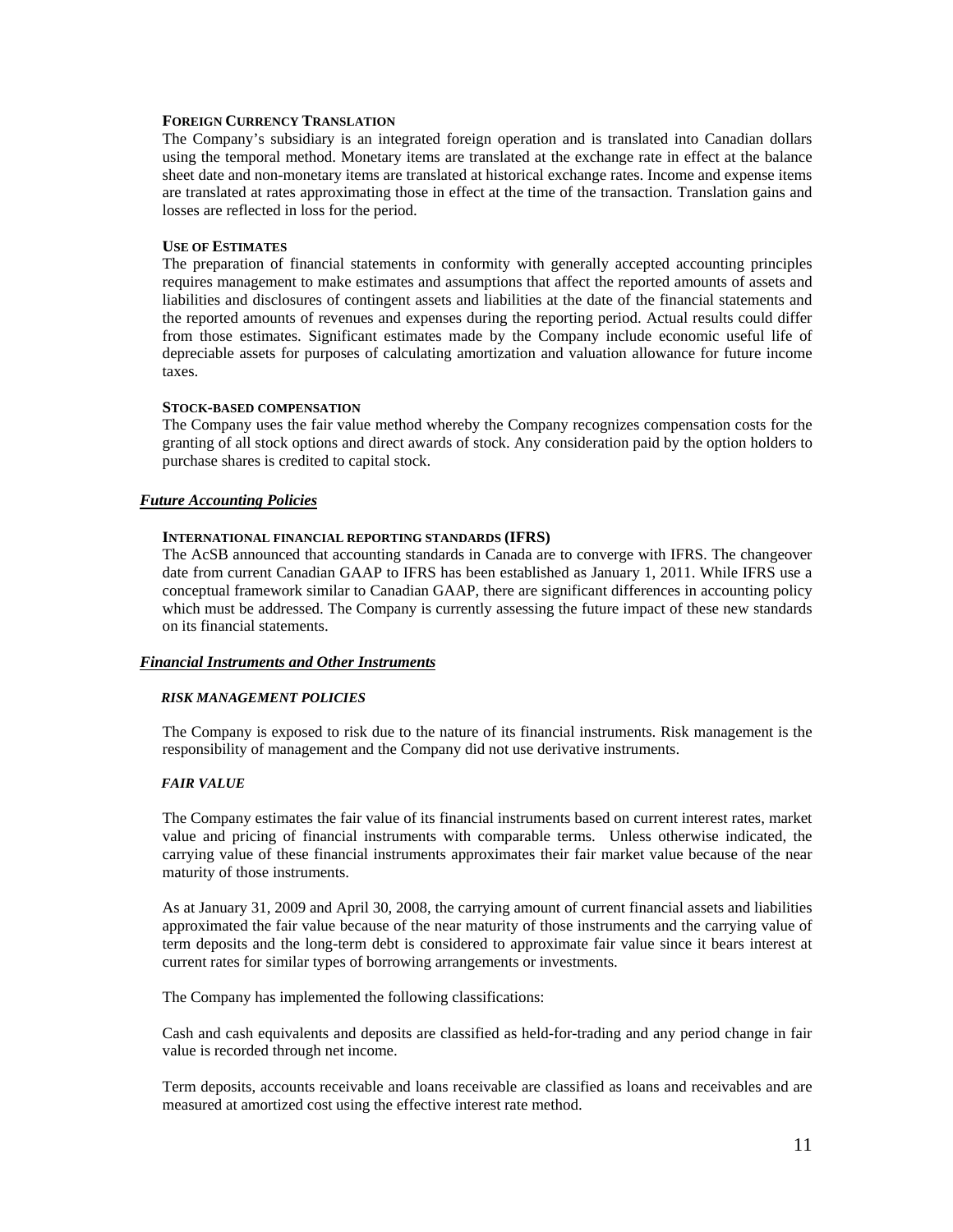#### FOREIGN CURRENCY TRANSLATION

The Company's subsidiary is an integrated foreign operation and is translated into Canadian dollars using the temporal method. Monetary items are translated at the exchange rate in effect at the balance sheet date and non-monetary items are translated at historical exchange rates. Income and expense items are translated at rates approximating those in effect at the time of the transaction. Translation gains and losses are reflected in loss for the period.

#### USE OF ESTIMATES

The preparation of financial statements in conformity with generally accepted accounting principles requires management to make estimates and assumptions that affect the reported amounts of assets and liabilities and disclosures of contingent assets and liabilities at the date of the financial statements and the reported amounts of revenues and expenses during the reporting period. Actual results could differ from those estimates. Significant estimates made by the Company include economic useful life of depreciable assets for purposes of calculating amortization and valuation allowance for future income taxes.

#### STOCK-BASED COMPENSATION

The Company uses the fair value method whereby the Company recognizes compensation costs for the granting of all stock options and direct awards of stock. Any consideration paid by the option holders to purchase shares is credited to capital stock.

### *Future Accounting Policies*

#### INTERNATIONAL FINANCIAL REPORTING STANDARDS (IFRS)

The AcSB announced that accounting standards in Canada are to converge with IFRS. The changeover date from current Canadian GAAP to IFRS has been established as January 1, 2011. While IFRS use a conceptual framework similar to Canadian GAAP, there are significant differences in accounting policy which must be addressed. The Company is currently assessing the future impact of these new standards on its financial statements.

### *Financial Instruments and Other Instruments*

#### *RISK MANAGEMENT POLICIES*

The Company is exposed to risk due to the nature of its financial instruments. Risk management is the responsibility of management and the Company did not use derivative instruments.

#### *FAIR VALUE*

The Company estimates the fair value of its financial instruments based on current interest rates, market value and pricing of financial instruments with comparable terms. Unless otherwise indicated, the carrying value of these financial instruments approximates their fair market value because of the near maturity of those instruments.

As at January 31, 2009 and April 30, 2008, the carrying amount of current financial assets and liabilities approximated the fair value because of the near maturity of those instruments and the carrying value of term deposits and the long-term debt is considered to approximate fair value since it bears interest at current rates for similar types of borrowing arrangements or investments.

The Company has implemented the following classifications:

Cash and cash equivalents and deposits are classified as held-for-trading and any period change in fair value is recorded through net income.

Term deposits, accounts receivable and loans receivable are classified as loans and receivables and are measured at amortized cost using the effective interest rate method.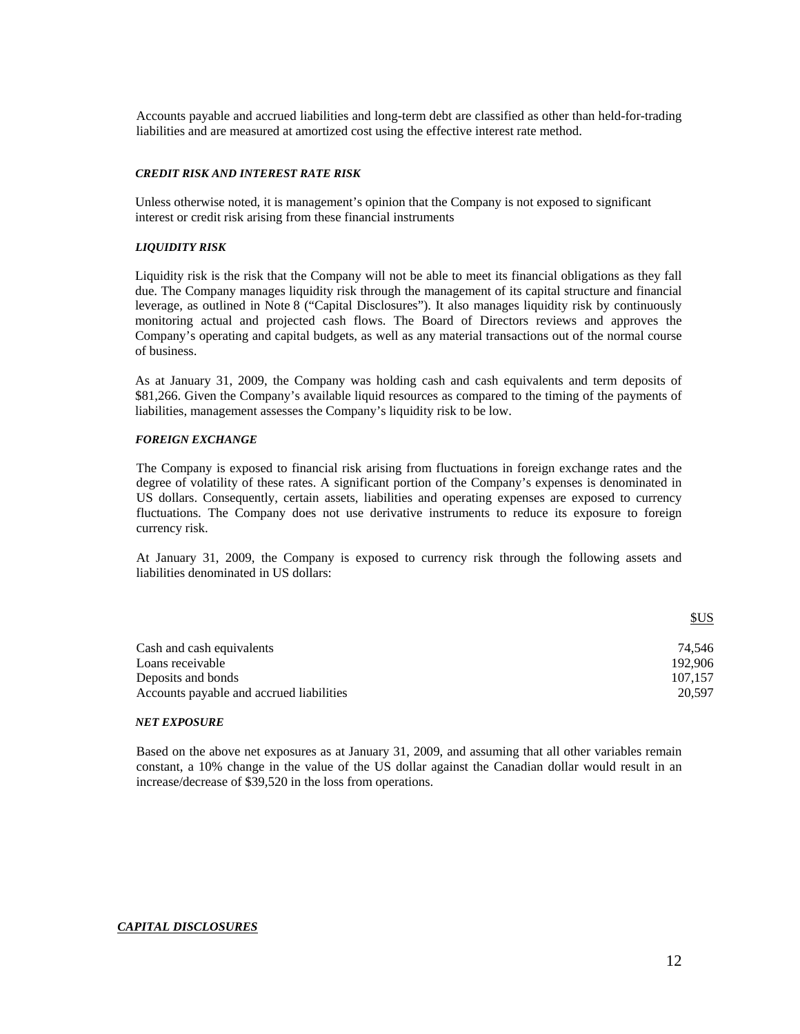Accounts payable and accrued liabilities and long-term debt are classified as other than held-for-trading liabilities and are measured at amortized cost using the effective interest rate method.

***CREDIT RISK AND INTEREST RATE RISK***

Unless otherwise noted, it is management's opinion that the Company is not exposed to significant interest or credit risk arising from these financial instruments

***LIQUIDITY RISK***

Liquidity risk is the risk that the Company will not be able to meet its financial obligations as they fall due. The Company manages liquidity risk through the management of its capital structure and financial leverage, as outlined in Note 8 ("Capital Disclosures"). It also manages liquidity risk by continuously monitoring actual and projected cash flows. The Board of Directors reviews and approves the Company's operating and capital budgets, as well as any material transactions out of the normal course of business.

As at January 31, 2009, the Company was holding cash and cash equivalents and term deposits of $81,266. Given the Company's available liquid resources as compared to the timing of the payments of liabilities, management assesses the Company's liquidity risk to be low.

***FOREIGN EXCHANGE***

The Company is exposed to financial risk arising from fluctuations in foreign exchange rates and the degree of volatility of these rates. A significant portion of the Company's expenses is denominated in US dollars. Consequently, certain assets, liabilities and operating expenses are exposed to currency fluctuations. The Company does not use derivative instruments to reduce its exposure to foreign currency risk.

At January 31, 2009, the Company is exposed to currency risk through the following assets and liabilities denominated in US dollars:

| | $US |
|---|---|
| Cash and cash equivalents | 74,546 |
| Loans receivable | 192,906 |
| Deposits and bonds | 107,157 |
| Accounts payable and accrued liabilities | 20,597 |

***NET EXPOSURE***

Based on the above net exposures as at January 31, 2009, and assuming that all other variables remain constant, a 10% change in the value of the US dollar against the Canadian dollar would result in an increase/decrease of $39,520 in the loss from operations.

***CAPITAL DISCLOSURES***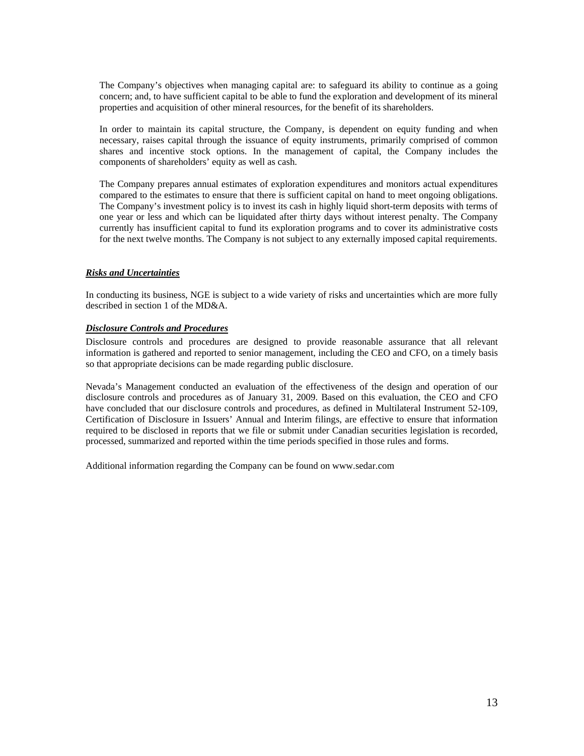The Company's objectives when managing capital are: to safeguard its ability to continue as a going concern; and, to have sufficient capital to be able to fund the exploration and development of its mineral properties and acquisition of other mineral resources, for the benefit of its shareholders.

In order to maintain its capital structure, the Company, is dependent on equity funding and when necessary, raises capital through the issuance of equity instruments, primarily comprised of common shares and incentive stock options. In the management of capital, the Company includes the components of shareholders' equity as well as cash.

The Company prepares annual estimates of exploration expenditures and monitors actual expenditures compared to the estimates to ensure that there is sufficient capital on hand to meet ongoing obligations. The Company's investment policy is to invest its cash in highly liquid short-term deposits with terms of one year or less and which can be liquidated after thirty days without interest penalty. The Company currently has insufficient capital to fund its exploration programs and to cover its administrative costs for the next twelve months. The Company is not subject to any externally imposed capital requirements.

***Risks and Uncertainties***

In conducting its business, NGE is subject to a wide variety of risks and uncertainties which are more fully described in section 1 of the MD&A.

***Disclosure Controls and Procedures***

Disclosure controls and procedures are designed to provide reasonable assurance that all relevant information is gathered and reported to senior management, including the CEO and CFO, on a timely basis so that appropriate decisions can be made regarding public disclosure.

Nevada's Management conducted an evaluation of the effectiveness of the design and operation of our disclosure controls and procedures as of January 31, 2009. Based on this evaluation, the CEO and CFO have concluded that our disclosure controls and procedures, as defined in Multilateral Instrument 52-109, Certification of Disclosure in Issuers' Annual and Interim filings, are effective to ensure that information required to be disclosed in reports that we file or submit under Canadian securities legislation is recorded, processed, summarized and reported within the time periods specified in those rules and forms.

Additional information regarding the Company can be found on www.sedar.com